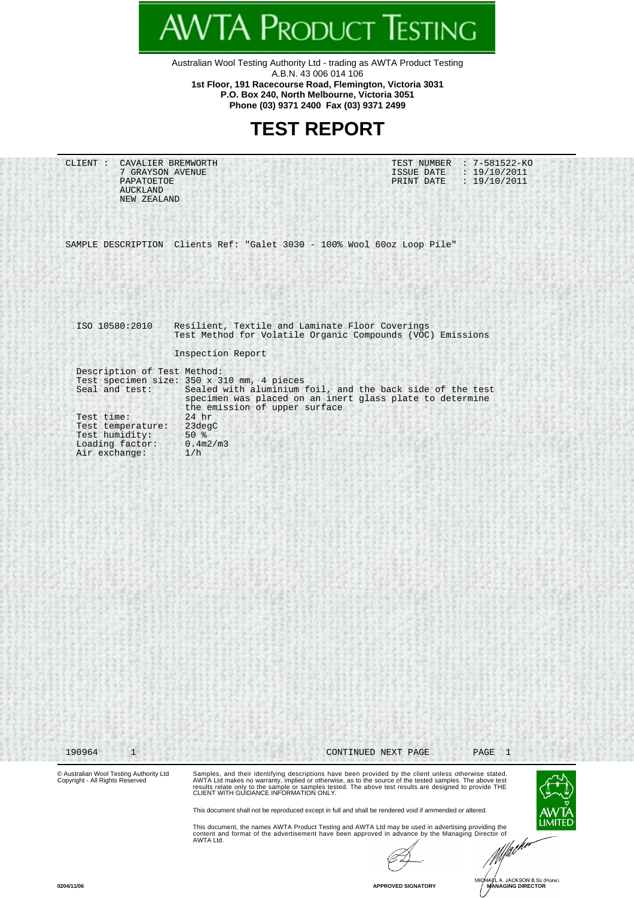# AWTA PRODUCT TESTING

Australian Wool Testing Authority Ltd - trading as AWTA Product Testing
A.B.N. 43 006 014 106
**1st Floor, 191 Racecourse Road, Flemington, Victoria 3031**
**P.O. Box 240, North Melbourne, Victoria 3051**
**Phone (03) 9371 2400 Fax (03) 9371 2499**

# TEST REPORT

CLIENT : CAVALIER BREMWORTH
7 GRAYSON AVENUE
PAPATOETOE
AUCKLAND
NEW ZEALAND

TEST NUMBER : 7-581522-KO
ISSUE DATE : 19/10/2011
PRINT DATE : 19/10/2011

SAMPLE DESCRIPTION Clients Ref: "Galet 3030 - 100% Wool 60oz Loop Pile"

ISO 10580:2010 Resilient, Textile and Laminate Floor Coverings
Test Method for Volatile Organic Compounds (VOC) Emissions

Inspection Report

Description of Test Method:

- Test specimen size: 350 x 310 mm, 4 pieces
- Seal and test: Sealed with aluminium foil, and the back side of the test specimen was placed on an inert glass plate to determine the emission of upper surface
- Test time: 24 hr
- Test temperature: 23degC
- Test humidity: 50 %
- Loading factor: 0.4m2/m3
- Air exchange: 1/h

190964 1 CONTINUED NEXT PAGE

© Australian Wool Testing Authority Ltd
Copyright - All Rights Reserved

Samples, and their identifying descriptions have been provided by the client unless otherwise stated. AWTA Ltd makes no warranty, implied or otherwise, as to the source of the tested samples. The above test results relate only to the sample or samples tested. The above test results are designed to provide THE CLIENT WITH GUIDANCE INFORMATION ONLY.

This document shall not be reproduced except in full and shall be rendered void if ammended or altered.

This document, the names AWTA Product Testing and AWTA Ltd may be used in advertising providing the content and format of the advertisement have been approved in advance by the Managing Director of AWTA Ltd.

0204/11/06

APPROVED SIGNATORY

MICHAEL A. JACKSON B.Sc.(Hons)
MANAGING DIRECTOR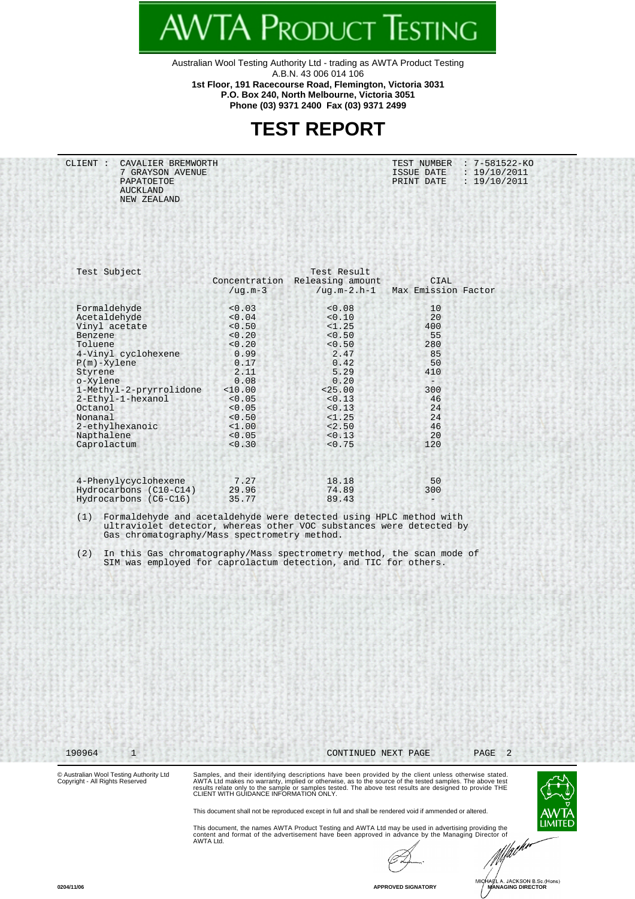# AWTA PRODUCT TESTING

Australian Wool Testing Authority Ltd - trading as AWTA Product Testing
A.B.N. 43 006 014 106
**1st Floor, 191 Racecourse Road, Flemington, Victoria 3031**
**P.O. Box 240, North Melbourne, Victoria 3051**
**Phone (03) 9371 2400 Fax (03) 9371 2499**

# TEST REPORT

CLIENT : CAVALIER BREMWORTH
7 GRAYSON AVENUE
PAPATOETOE
AUCKLAND
NEW ZEALAND

TEST NUMBER : 7-581522-KO
ISSUE DATE : 19/10/2011
PRINT DATE : 19/10/2011

| Test Subject | Test Result | | CIAL |
|---|---|---|---|
| | Concentration /ug.m-3 | Releasing amount /ug.m-2.h-1 | Max Emission Factor |
| Formaldehyde | <0.03 | <0.08 | 10 |
| Acetaldehyde | <0.04 | <0.10 | 20 |
| Vinyl acetate | <0.50 | <1.25 | 400 |
| Benzene | <0.20 | <0.50 | 55 |
| Toluene | <0.20 | <0.50 | 280 |
| 4-Vinyl cyclohexene | 0.99 | 2.47 | 85 |
| P(m)-Xylene | 0.17 | 0.42 | 50 |
| Styrene | 2.11 | 5.29 | 410 |
| o-Xylene | 0.08 | 0.20 | - |
| 1-Methyl-2-pryrrolidone | <10.00 | <25.00 | 300 |
| 2-Ethyl-1-hexanol | <0.05 | <0.13 | 46 |
| Octanol | <0.05 | <0.13 | 24 |
| Nonanal | <0.50 | <1.25 | 24 |
| 2-ethylhexanoic | <1.00 | <2.50 | 46 |
| Napthalene | <0.05 | <0.13 | 20 |
| Caprolactum | <0.30 | <0.75 | 120 |
| 4-Phenylycyclohexene | 7.27 | 18.18 | 50 |
| Hydrocarbons (C10-C14) | 29.96 | 74.89 | 300 |
| Hydrocarbons (C6-C16) | 35.77 | 89.43 | - |

(1) Formaldehyde and acetaldehyde were detected using HPLC method with ultraviolet detector, whereas other VOC substances were detected by Gas chromatography/Mass spectrometry method.

(2) In this Gas chromatography/Mass spectrometry method, the scan mode of SIM was employed for caprolactum detection, and TIC for others.

190964 1 CONTINUED NEXT PAGE

© Australian Wool Testing Authority Ltd
Copyright - All Rights Reserved

Samples, and their identifying descriptions have been provided by the client unless otherwise stated. AWTA Ltd makes no warranty, implied or otherwise, as to the source of the tested samples. The above test results relate only to the sample or samples tested. The above test results are designed to provide THE CLIENT WITH GUIDANCE INFORMATION ONLY.

This document shall not be reproduced except in full and shall be rendered void if ammended or altered.

This document, the names AWTA Product Testing and AWTA Ltd may be used in advertising providing the content and format of the advertisement have been approved in advance by the Managing Director of AWTA Ltd.

0204/11/06

APPROVED SIGNATORY

MICHAEL A. JACKSON B.Sc.(Hons)
MANAGING DIRECTOR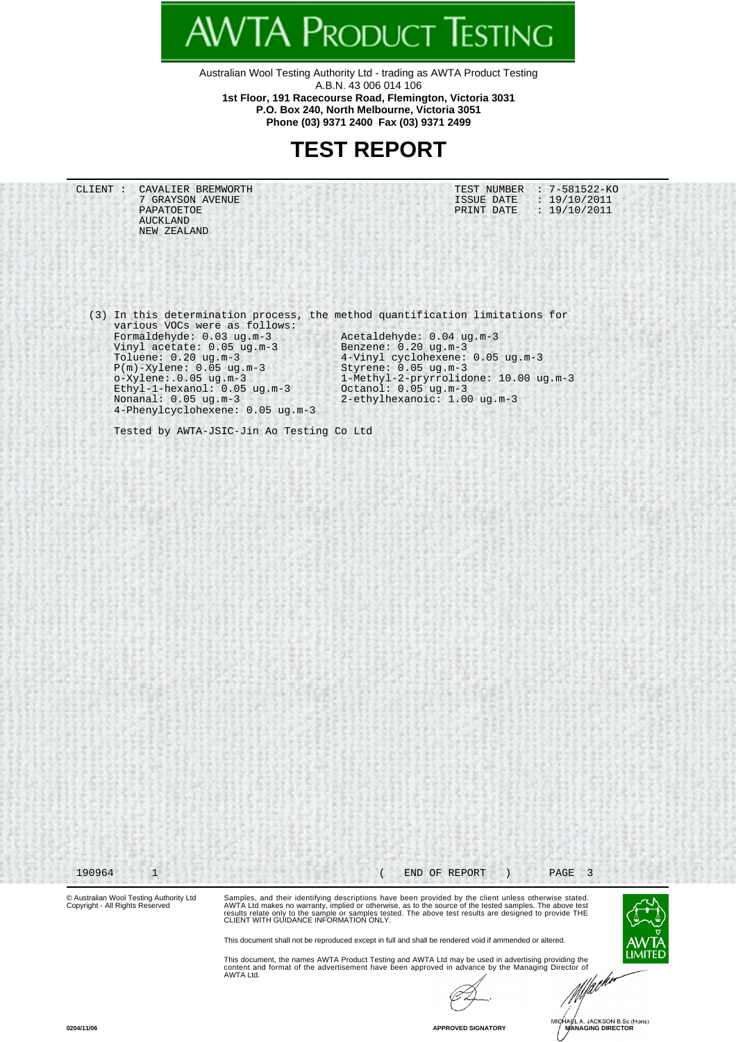# AWTA PRODUCT TESTING

Australian Wool Testing Authority Ltd - trading as AWTA Product Testing
A.B.N. 43 006 014 106
**1st Floor, 191 Racecourse Road, Flemington, Victoria 3031**
**P.O. Box 240, North Melbourne, Victoria 3051**
**Phone (03) 9371 2400 Fax (03) 9371 2499**

# TEST REPORT

CLIENT : CAVALIER BREMWORTH
7 GRAYSON AVENUE
PAPATOETOE
AUCKLAND
NEW ZEALAND

TEST NUMBER : 7-581522-KO
ISSUE DATE : 19/10/2011
PRINT DATE : 19/10/2011

(3) In this determination process, the method quantification limitations for various VOCs were as follows:

| | |
|---|---|
| Formaldehyde: 0.03 ug.m-3 | Acetaldehyde: 0.04 ug.m-3 |
| Vinyl acetate: 0.05 ug.m-3 | Benzene: 0.20 ug.m-3 |
| Toluene: 0.20 ug.m-3 | 4-Vinyl cyclohexene: 0.05 ug.m-3 |
| P(m)-Xylene: 0.05 ug.m-3 | Styrene: 0.05 ug.m-3 |
| o-Xylene:.0.05 ug.m-3 | 1-Methyl-2-pryrrolidone: 10.00 ug.m-3 |
| Ethyl-1-hexanol: 0.05 ug.m-3 | Octanol: 0.05 ug.m-3 |
| Nonanal: 0.05 ug.m-3 | 2-ethylhexanoic: 1.00 ug.m-3 |
| 4-Phenylcyclohexene: 0.05 ug.m-3 | |

Tested by AWTA-JSIC-Jin Ao Testing Co Ltd

190964 1 ( END OF REPORT )

© Australian Wool Testing Authority Ltd
Copyright - All Rights Reserved

Samples, and their identifying descriptions have been provided by the client unless otherwise stated. AWTA Ltd makes no warranty, implied or otherwise, as to the source of the tested samples. The above test results relate only to the sample or samples tested. The above test results are designed to provide THE CLIENT WITH GUIDANCE INFORMATION ONLY.

This document shall not be reproduced except in full and shall be rendered void if ammended or altered.

This document, the names AWTA Product Testing and AWTA Ltd may be used in advertising providing the content and format of the advertisement have been approved in advance by the Managing Director of AWTA Ltd.

AWTA LIMITED

0204/11/06

APPROVED SIGNATORY

MICHAEL A. JACKSON B.Sc.(Hons)
**MANAGING DIRECTOR**